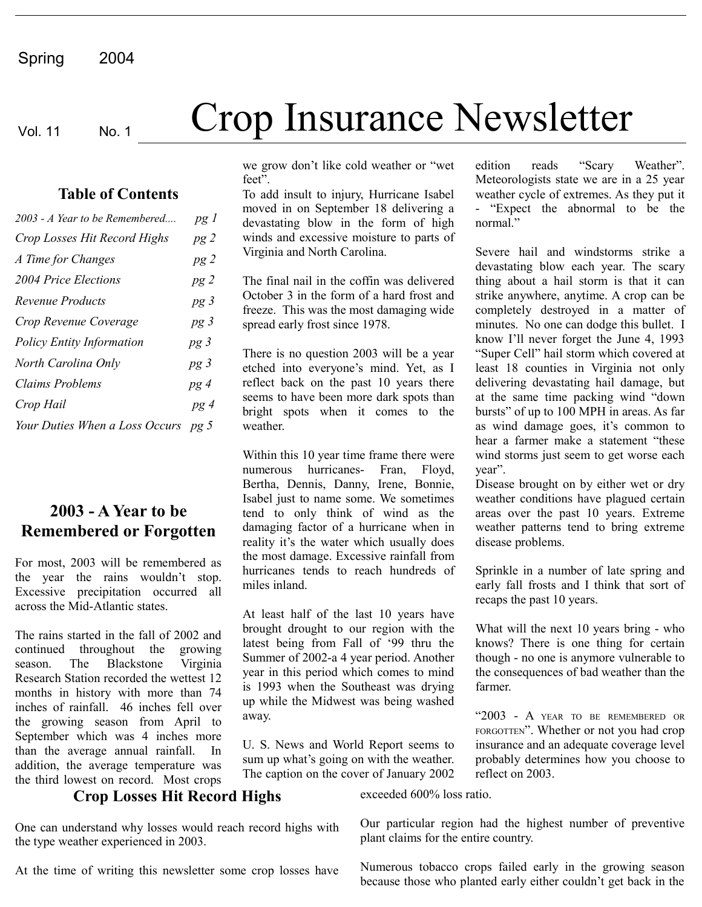Spring 2004

Vol. 11 No. 1

# Crop Insurance Newsletter

### Table of Contents

| | |
|---|---|
| *2003 - A Year to be Remembered....* | *pg 1* |
| *Crop Losses Hit Record Highs* | *pg 2* |
| *A Time for Changes* | *pg 2* |
| *2004 Price Elections* | *pg 2* |
| *Revenue Products* | *pg 3* |
| *Crop Revenue Coverage* | *pg 3* |
| *Policy Entity Information* | *pg 3* |
| *North Carolina Only* | *pg 3* |
| *Claims Problems* | *pg 4* |
| *Crop Hail* | *pg 4* |
| *Your Duties When a Loss Occurs* | *pg 5* |

## 2003 - A Year to be Remembered or Forgotten

For most, 2003 will be remembered as the year the rains wouldn't stop. Excessive precipitation occurred all across the Mid-Atlantic states.

The rains started in the fall of 2002 and continued throughout the growing season. The Blackstone Virginia Research Station recorded the wettest 12 months in history with more than 74 inches of rainfall. 46 inches fell over the growing season from April to September which was 4 inches more than the average annual rainfall. In addition, the average temperature was the third lowest on record. Most crops we grow don't like cold weather or "wet feet".

To add insult to injury, Hurricane Isabel moved in on September 18 delivering a devastating blow in the form of high winds and excessive moisture to parts of Virginia and North Carolina.

The final nail in the coffin was delivered October 3 in the form of a hard frost and freeze. This was the most damaging wide spread early frost since 1978.

There is no question 2003 will be a year etched into everyone's mind. Yet, as I reflect back on the past 10 years there seems to have been more dark spots than bright spots when it comes to the weather.

Within this 10 year time frame there were numerous hurricanes- Fran, Floyd, Bertha, Dennis, Danny, Irene, Bonnie, Isabel just to name some. We sometimes tend to only think of wind as the damaging factor of a hurricane when in reality it's the water which usually does the most damage. Excessive rainfall from hurricanes tends to reach hundreds of miles inland.

At least half of the last 10 years have brought drought to our region with the latest being from Fall of '99 thru the Summer of 2002-a 4 year period. Another year in this period which comes to mind is 1993 when the Southeast was drying up while the Midwest was being washed away.

U. S. News and World Report seems to sum up what's going on with the weather. The caption on the cover of January 2002 edition reads "Scary Weather". Meteorologists state we are in a 25 year weather cycle of extremes. As they put it - "Expect the abnormal to be the normal."

Severe hail and windstorms strike a devastating blow each year. The scary thing about a hail storm is that it can strike anywhere, anytime. A crop can be completely destroyed in a matter of minutes. No one can dodge this bullet. I know I'll never forget the June 4, 1993 "Super Cell" hail storm which covered at least 18 counties in Virginia not only delivering devastating hail damage, but at the same time packing wind "down bursts" of up to 100 MPH in areas. As far as wind damage goes, it's common to hear a farmer make a statement "these wind storms just seem to get worse each year".

Disease brought on by either wet or dry weather conditions have plagued certain areas over the past 10 years. Extreme weather patterns tend to bring extreme disease problems.

Sprinkle in a number of late spring and early fall frosts and I think that sort of recaps the past 10 years.

What will the next 10 years bring - who knows? There is one thing for certain though - no one is anymore vulnerable to the consequences of bad weather than the farmer.

"2003 - A YEAR TO BE REMEMBERED OR FORGOTTEN". Whether or not you had crop insurance and an adequate coverage level probably determines how you choose to reflect on 2003.

## Crop Losses Hit Record Highs

One can understand why losses would reach record highs with the type weather experienced in 2003.

At the time of writing this newsletter some crop losses have exceeded 600% loss ratio.

Our particular region had the highest number of preventive plant claims for the entire country.

Numerous tobacco crops failed early in the growing season because those who planted early either couldn't get back in the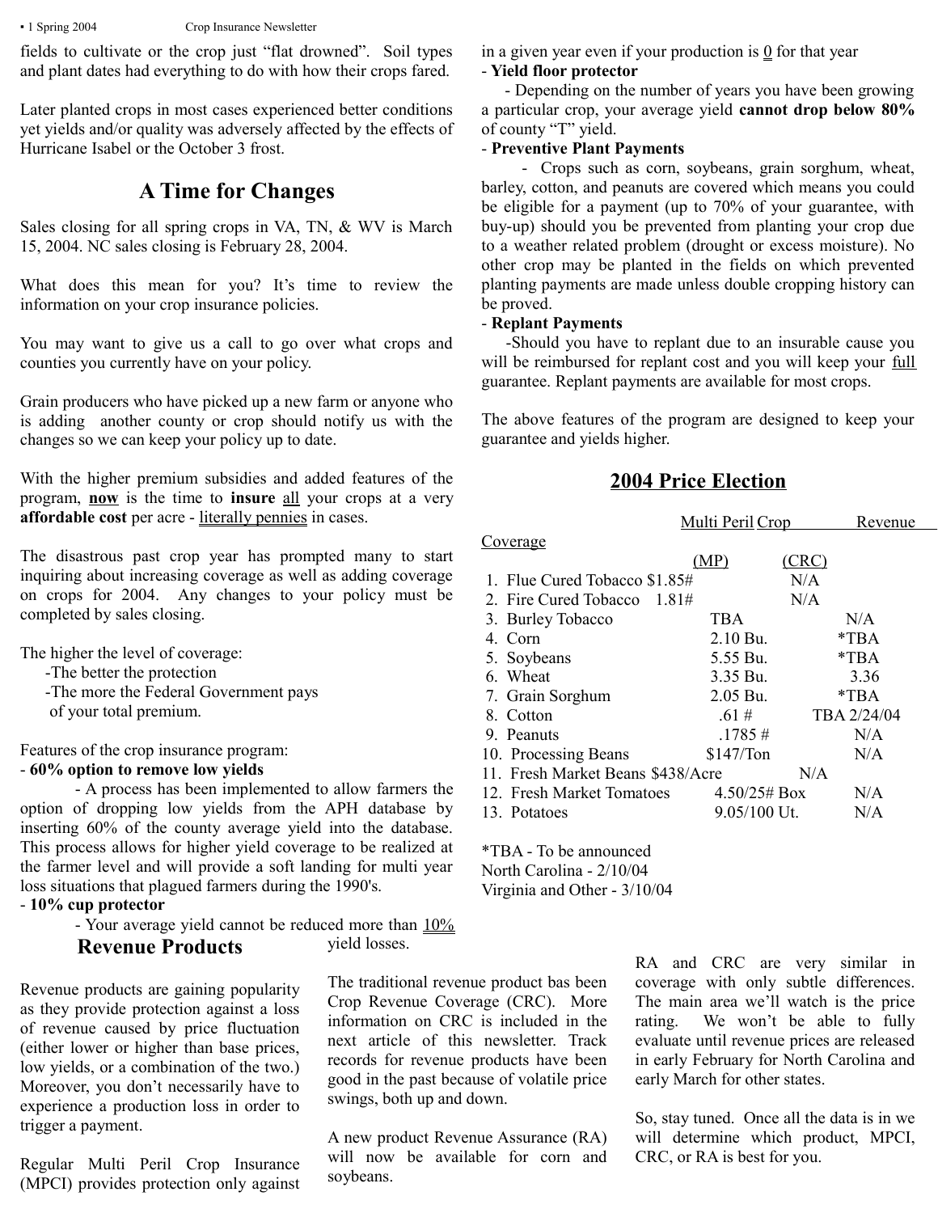fields to cultivate or the crop just "flat drowned". Soil types and plant dates had everything to do with how their crops fared.

Later planted crops in most cases experienced better conditions yet yields and/or quality was adversely affected by the effects of Hurricane Isabel or the October 3 frost.

## A Time for Changes

Sales closing for all spring crops in VA, TN, & WV is March 15, 2004. NC sales closing is February 28, 2004.

What does this mean for you? It's time to review the information on your crop insurance policies.

You may want to give us a call to go over what crops and counties you currently have on your policy.

Grain producers who have picked up a new farm or anyone who is adding another county or crop should notify us with the changes so we can keep your policy up to date.

With the higher premium subsidies and added features of the program, **now** is the time to **insure** all your crops at a very **affordable cost** per acre - literally pennies in cases.

The disastrous past crop year has prompted many to start inquiring about increasing coverage as well as adding coverage on crops for 2004. Any changes to your policy must be completed by sales closing.

The higher the level of coverage:
- The better the protection
- The more the Federal Government pays of your total premium.

Features of the crop insurance program:

- **60% option to remove low yields**
  - A process has been implemented to allow farmers the option of dropping low yields from the APH database by inserting 60% of the county average yield into the database. This process allows for higher yield coverage to be realized at the farmer level and will provide a soft landing for multi year loss situations that plagued farmers during the 1990's.
- **10% cup protector**
  - Your average yield cannot be reduced more than 10% in a given year even if your production is 0 for that year
- **Yield floor protector**
  - Depending on the number of years you have been growing a particular crop, your average yield **cannot drop below 80%** of county "T" yield.
- **Preventive Plant Payments**
  - Crops such as corn, soybeans, grain sorghum, wheat, barley, cotton, and peanuts are covered which means you could be eligible for a payment (up to 70% of your guarantee, with buy-up) should you be prevented from planting your crop due to a weather related problem (drought or excess moisture). No other crop may be planted in the fields on which prevented planting payments are made unless double cropping history can be proved.
- **Replant Payments**
  - Should you have to replant due to an insurable cause you will be reimbursed for replant cost and you will keep your full guarantee. Replant payments are available for most crops.

The above features of the program are designed to keep your guarantee and yields higher.

## 2004 Price Election

| | Multi Peril (MP) | Crop Revenue Coverage (CRC) |
|---|---|---|
| 1. Flue Cured Tobacco | $1.85# | N/A |
| 2. Fire Cured Tobacco | 1.81# | N/A |
| 3. Burley Tobacco | TBA | N/A |
| 4. Corn | 2.10 Bu. | *TBA |
| 5. Soybeans | 5.55 Bu. | *TBA |
| 6. Wheat | 3.35 Bu. | 3.36 |
| 7. Grain Sorghum | 2.05 Bu. | *TBA |
| 8. Cotton | .61 # | TBA 2/24/04 |
| 9. Peanuts | .1785 # | N/A |
| 10. Processing Beans | $147/Ton | N/A |
| 11. Fresh Market Beans | $438/Acre | N/A |
| 12. Fresh Market Tomatoes | 4.50/25# Box | N/A |
| 13. Potatoes | 9.05/100 Ut. | N/A |

*TBA - To be announced
North Carolina - 2/10/04
Virginia and Other - 3/10/04

## Revenue Products

Revenue products are gaining popularity as they provide protection against a loss of revenue caused by price fluctuation (either lower or higher than base prices, low yields, or a combination of the two.) Moreover, you don't necessarily have to experience a production loss in order to trigger a payment.

Regular Multi Peril Crop Insurance (MPCI) provides protection only against yield losses.

The traditional revenue product bas been Crop Revenue Coverage (CRC). More information on CRC is included in the next article of this newsletter. Track records for revenue products have been good in the past because of volatile price swings, both up and down.

A new product Revenue Assurance (RA) will now be available for corn and soybeans.

RA and CRC are very similar in coverage with only subtle differences. The main area we'll watch is the price rating. We won't be able to fully evaluate until revenue prices are released in early February for North Carolina and early March for other states.

So, stay tuned. Once all the data is in we will determine which product, MPCI, CRC, or RA is best for you.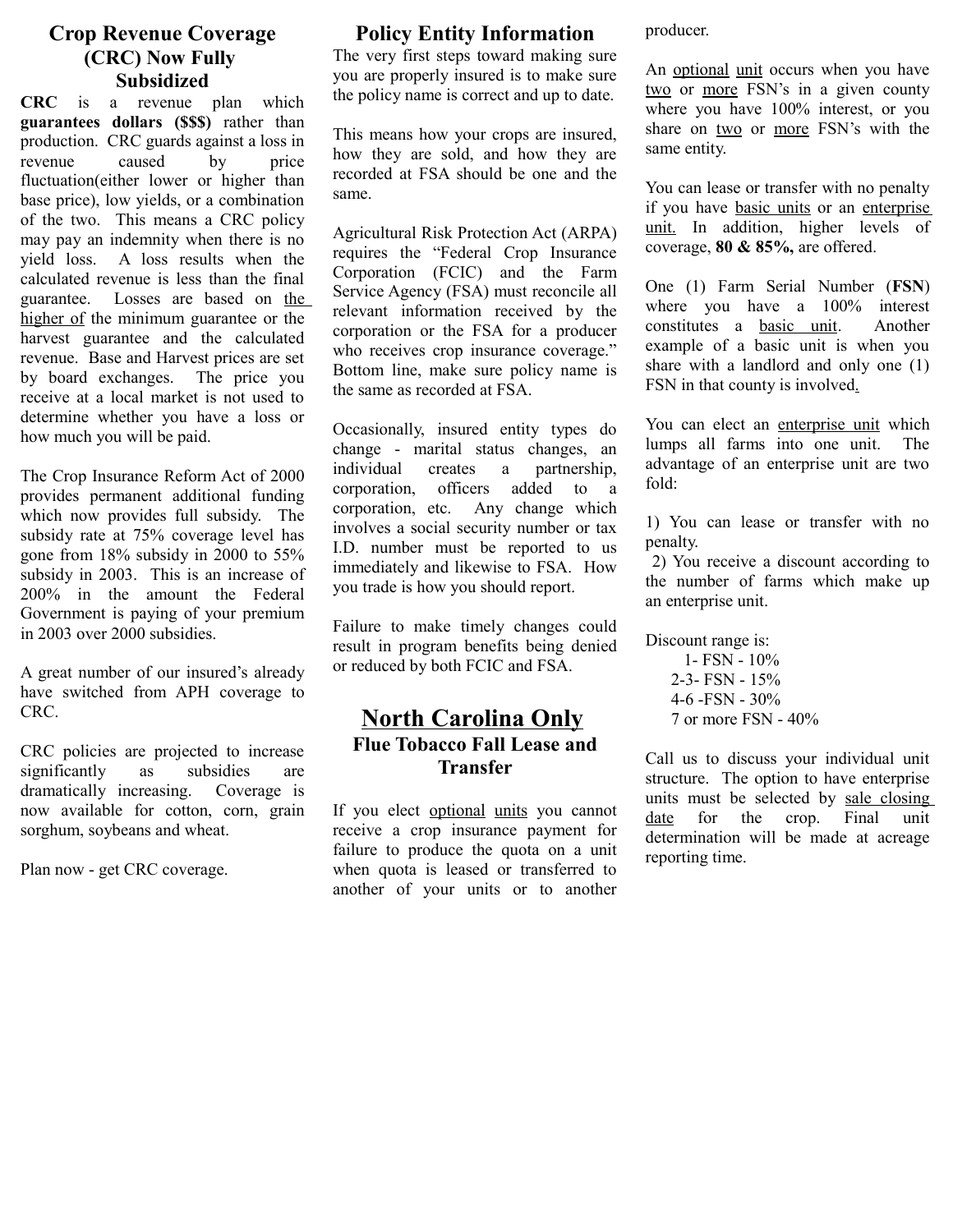## Crop Revenue Coverage (CRC) Now Fully Subsidized

**CRC** is a revenue plan which **guarantees dollars ($$$)** rather than production. CRC guards against a loss in revenue caused by price fluctuation(either lower or higher than base price), low yields, or a combination of the two. This means a CRC policy may pay an indemnity when there is no yield loss. A loss results when the calculated revenue is less than the final guarantee. Losses are based on <u>the higher of</u> the minimum guarantee or the harvest guarantee and the calculated revenue. Base and Harvest prices are set by board exchanges. The price you receive at a local market is not used to determine whether you have a loss or how much you will be paid.

The Crop Insurance Reform Act of 2000 provides permanent additional funding which now provides full subsidy. The subsidy rate at 75% coverage level has gone from 18% subsidy in 2000 to 55% subsidy in 2003. This is an increase of 200% in the amount the Federal Government is paying of your premium in 2003 over 2000 subsidies.

A great number of our insured's already have switched from APH coverage to CRC.

CRC policies are projected to increase significantly as subsidies are dramatically increasing. Coverage is now available for cotton, corn, grain sorghum, soybeans and wheat.

Plan now - get CRC coverage.

## Policy Entity Information

The very first steps toward making sure you are properly insured is to make sure the policy name is correct and up to date.

This means how your crops are insured, how they are sold, and how they are recorded at FSA should be one and the same.

Agricultural Risk Protection Act (ARPA) requires the "Federal Crop Insurance Corporation (FCIC) and the Farm Service Agency (FSA) must reconcile all relevant information received by the corporation or the FSA for a producer who receives crop insurance coverage." Bottom line, make sure policy name is the same as recorded at FSA.

Occasionally, insured entity types do change - marital status changes, an individual creates a partnership, corporation, officers added to a corporation, etc. Any change which involves a social security number or tax I.D. number must be reported to us immediately and likewise to FSA. How you trade is how you should report.

Failure to make timely changes could result in program benefits being denied or reduced by both FCIC and FSA.

## North Carolina Only

### Flue Tobacco Fall Lease and Transfer

If you elect <u>optional</u> <u>units</u> you cannot receive a crop insurance payment for failure to produce the quota on a unit when quota is leased or transferred to another of your units or to another producer.

An <u>optional</u> <u>unit</u> occurs when you have <u>two</u> or <u>more</u> FSN's in a given county where you have 100% interest, or you share on <u>two</u> or <u>more</u> FSN's with the same entity.

You can lease or transfer with no penalty if you have <u>basic units</u> or an <u>enterprise unit.</u> In addition, higher levels of coverage, **80 & 85%,** are offered.

One (1) Farm Serial Number (**FSN**) where you have a 100% interest constitutes a <u>basic unit</u>. Another example of a basic unit is when you share with a landlord and only one (1) FSN in that county is involved.

You can elect an <u>enterprise unit</u> which lumps all farms into one unit. The advantage of an enterprise unit are two fold:

1) You can lease or transfer with no penalty.
2) You receive a discount according to the number of farms which make up an enterprise unit.

Discount range is:

- 1- FSN - 10%
- 2-3- FSN - 15%
- 4-6 -FSN - 30%
- 7 or more FSN - 40%

Call us to discuss your individual unit structure. The option to have enterprise units must be selected by <u>sale closing date</u> for the crop. Final unit determination will be made at acreage reporting time.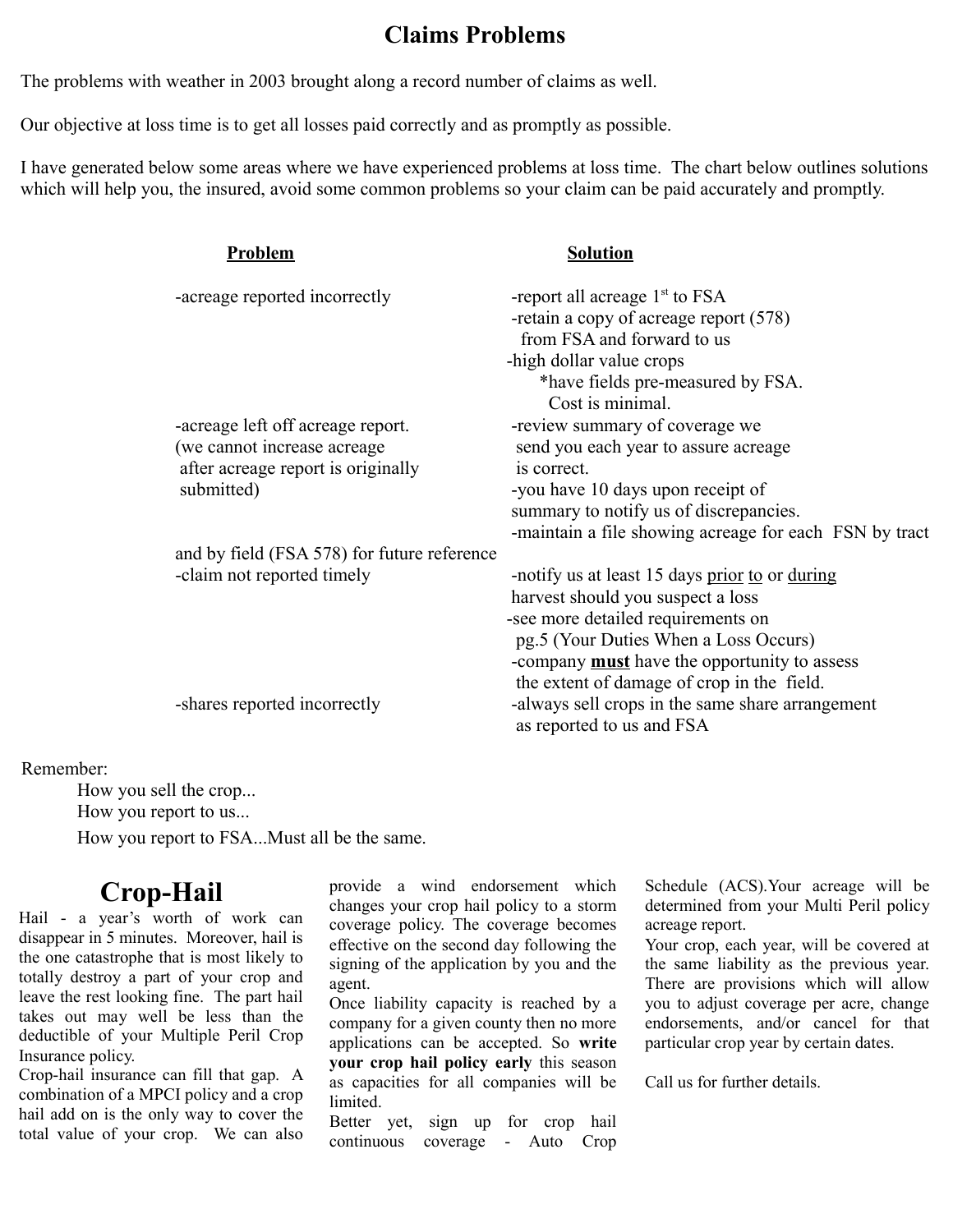# Claims Problems

The problems with weather in 2003 brought along a record number of claims as well.

Our objective at loss time is to get all losses paid correctly and as promptly as possible.

I have generated below some areas where we have experienced problems at loss time. The chart below outlines solutions which will help you, the insured, avoid some common problems so your claim can be paid accurately and promptly.

| Problem | Solution |
| --- | --- |
| -acreage reported incorrectly | -report all acreage 1st to FSA<br>-retain a copy of acreage report (578) from FSA and forward to us<br>-high dollar value crops<br>*have fields pre-measured by FSA. Cost is minimal. |
| -acreage left off acreage report. (we cannot increase acreage after acreage report is originally submitted) | -review summary of coverage we send you each year to assure acreage is correct.<br>-you have 10 days upon receipt of summary to notify us of discrepancies.<br>-maintain a file showing acreage for each FSN by tract and by field (FSA 578) for future reference |
| -claim not reported timely | -notify us at least 15 days <u>prior to</u> or <u>during</u> harvest should you suspect a loss<br>-see more detailed requirements on pg.5 (Your Duties When a Loss Occurs)<br>-company <u>**must**</u> have the opportunity to assess the extent of damage of crop in the field. |
| -shares reported incorrectly | -always sell crops in the same share arrangement as reported to us and FSA |

Remember:

How you sell the crop...
How you report to us...
How you report to FSA...Must all be the same.

# Crop-Hail

Hail - a year's worth of work can disappear in 5 minutes. Moreover, hail is the one catastrophe that is most likely to totally destroy a part of your crop and leave the rest looking fine. The part hail takes out may well be less than the deductible of your Multiple Peril Crop Insurance policy.

Crop-hail insurance can fill that gap. A combination of a MPCI policy and a crop hail add on is the only way to cover the total value of your crop. We can also provide a wind endorsement which changes your crop hail policy to a storm coverage policy. The coverage becomes effective on the second day following the signing of the application by you and the agent.

Once liability capacity is reached by a company for a given county then no more applications can be accepted. So **write your crop hail policy early** this season as capacities for all companies will be limited.

Better yet, sign up for crop hail continuous coverage - Auto Crop Schedule (ACS).Your acreage will be determined from your Multi Peril policy acreage report.

Your crop, each year, will be covered at the same liability as the previous year. There are provisions which will allow you to adjust coverage per acre, change endorsements, and/or cancel for that particular crop year by certain dates.

Call us for further details.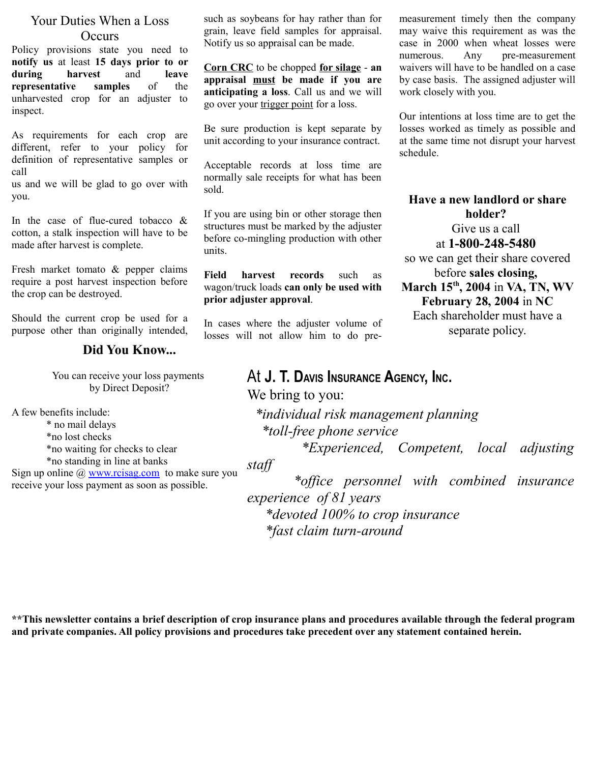## Your Duties When a Loss Occurs

Policy provisions state you need to **notify us** at least **15 days prior to or during harvest** and **leave representative samples** of the unharvested crop for an adjuster to inspect.

As requirements for each crop are different, refer to your policy for definition of representative samples or call us and we will be glad to go over with you.

In the case of flue-cured tobacco & cotton, a stalk inspection will have to be made after harvest is complete.

Fresh market tomato & pepper claims require a post harvest inspection before the crop can be destroyed.

Should the current crop be used for a purpose other than originally intended, such as soybeans for hay rather than for grain, leave field samples for appraisal. Notify us so appraisal can be made.

**Corn CRC** to be chopped **for silage** - **an appraisal must be made if you are anticipating a loss**. Call us and we will go over your trigger point for a loss.

Be sure production is kept separate by unit according to your insurance contract.

Acceptable records at loss time are normally sale receipts for what has been sold.

If you are using bin or other storage then structures must be marked by the adjuster before co-mingling production with other units.

**Field harvest records** such as wagon/truck loads **can only be used with prior adjuster approval**.

In cases where the adjuster volume of losses will not allow him to do pre-measurement timely then the company may waive this requirement as was the case in 2000 when wheat losses were numerous. Any pre-measurement waivers will have to be handled on a case by case basis. The assigned adjuster will work closely with you.

Our intentions at loss time are to get the losses worked as timely as possible and at the same time not disrupt your harvest schedule.

**Have a new landlord or share holder?**

Give us a call at **1-800-248-5480** so we can get their share covered before **sales closing, March 15th, 2004** in **VA, TN, WV** **February 28, 2004** in **NC**

Each shareholder must have a separate policy.

## Did You Know...

You can receive your loss payments by Direct Deposit?

A few benefits include:

- * no mail delays
- *no lost checks
- *no waiting for checks to clear
- *no standing in line at banks

Sign up online @ www.rcisag.com to make sure you receive your loss payment as soon as possible.

At **J. T. Davis Insurance Agency, Inc.**

We bring to you:

*\*individual risk management planning*

*\*toll-free phone service*

*\*Experienced, Competent, local adjusting staff*

*\*office personnel with combined insurance experience of 81 years*

*\*devoted 100% to crop insurance*

*\*fast claim turn-around*

**\*\*This newsletter contains a brief description of crop insurance plans and procedures available through the federal program and private companies. All policy provisions and procedures take precedent over any statement contained herein.**